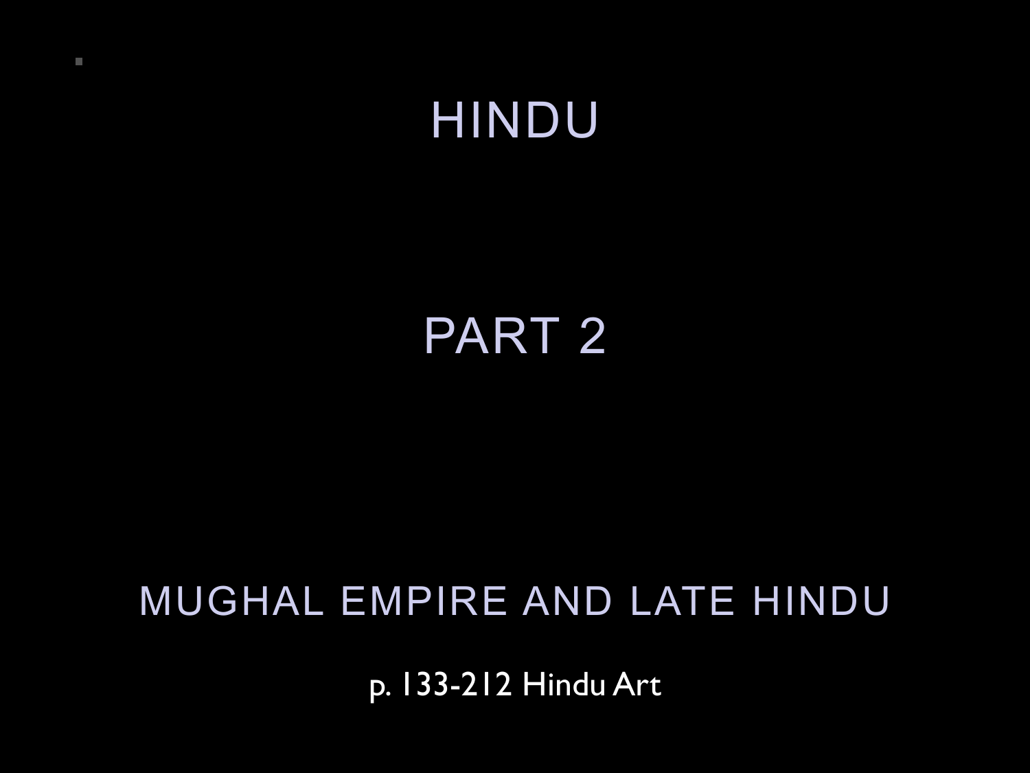# HINDU

## PART 2

### MUGHAL EMPIRE AND LATE HINDU

p. 133-212 Hindu Art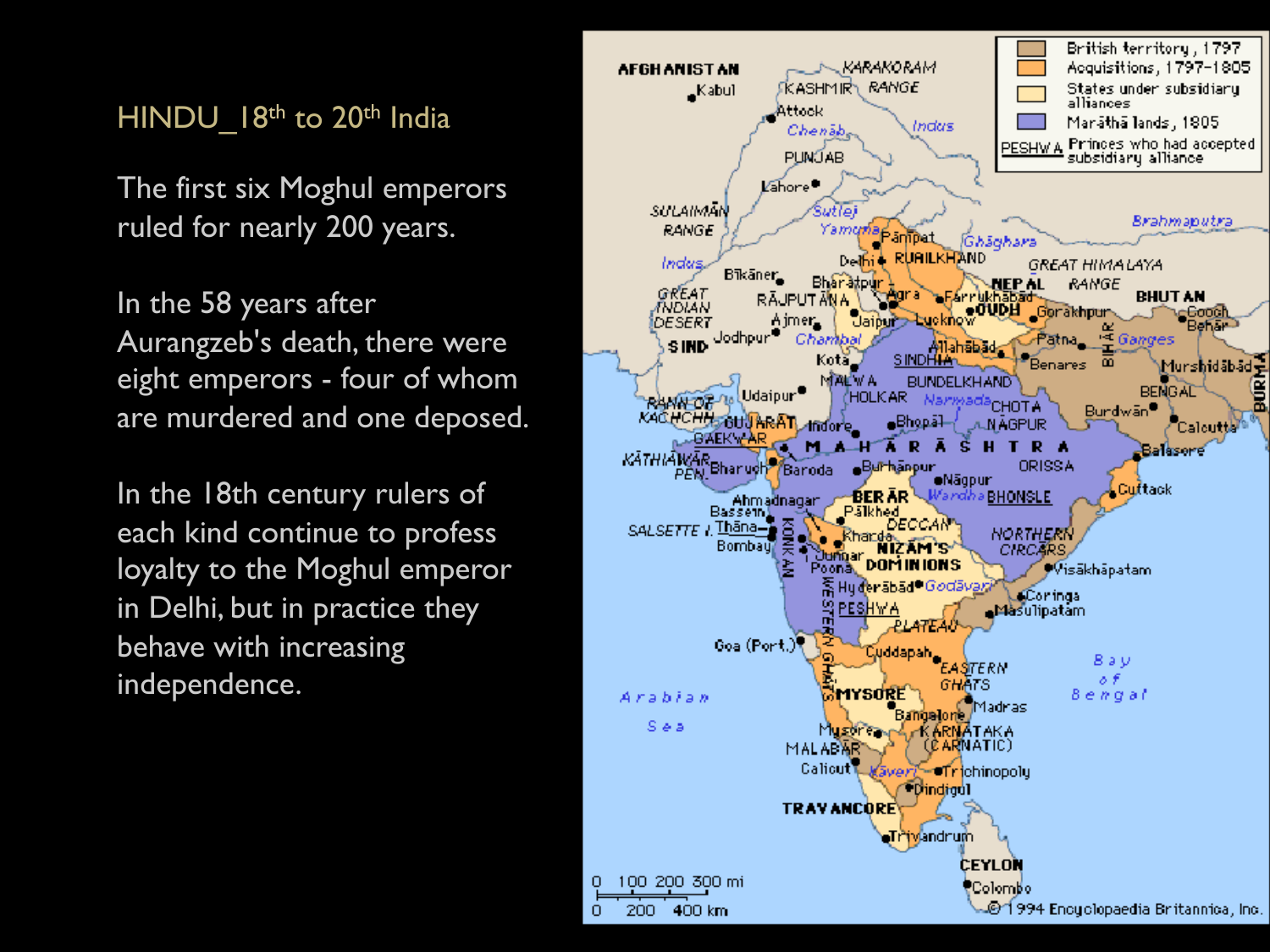# HINDU_18th to 20th India

The first six Moghul emperors ruled for nearly 200 years.

In the 58 years after Aurangzeb's death, there were eight emperors - four of whom are murdered and one deposed.

In the 18th century rulers of each kind continue to profess loyalty to the Moghul emperor in Delhi, but in practice they behave with increasing independence.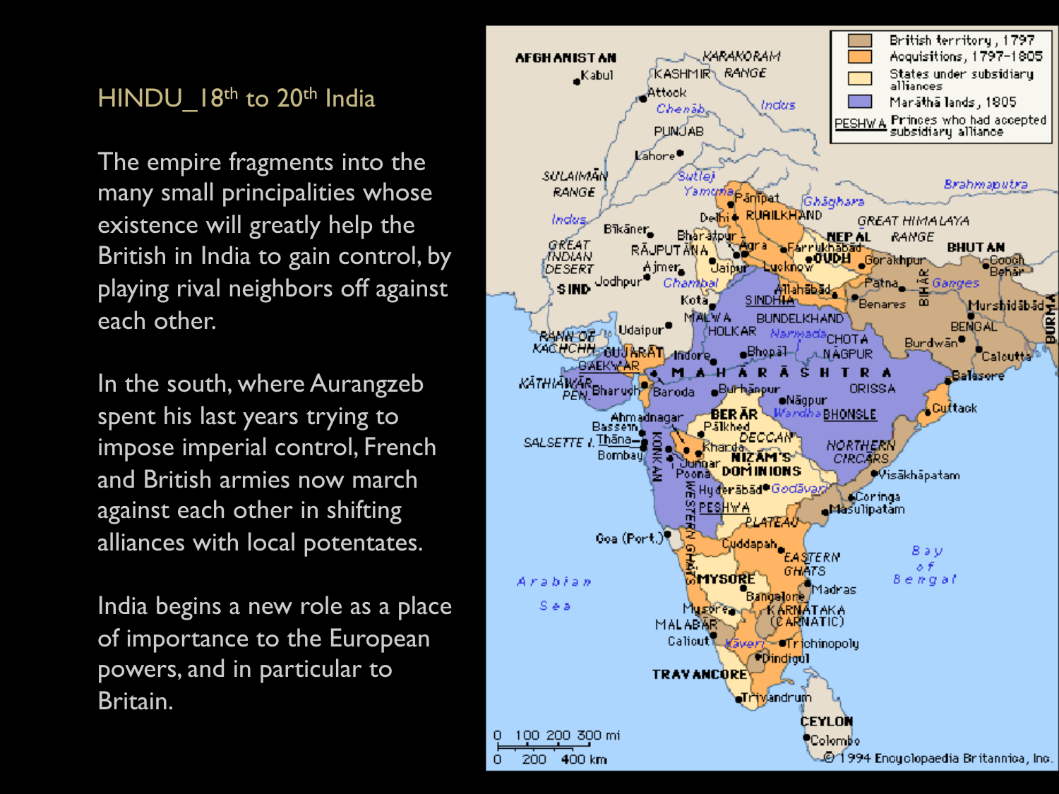# HINDU_18th to 20th India

The empire fragments into the many small principalities whose existence will greatly help the British in India to gain control, by playing rival neighbors off against each other.

In the south, where Aurangzeb spent his last years trying to impose imperial control, French and British armies now march against each other in shifting alliances with local potentates.

India begins a new role as a place of importance to the European powers, and in particular to Britain.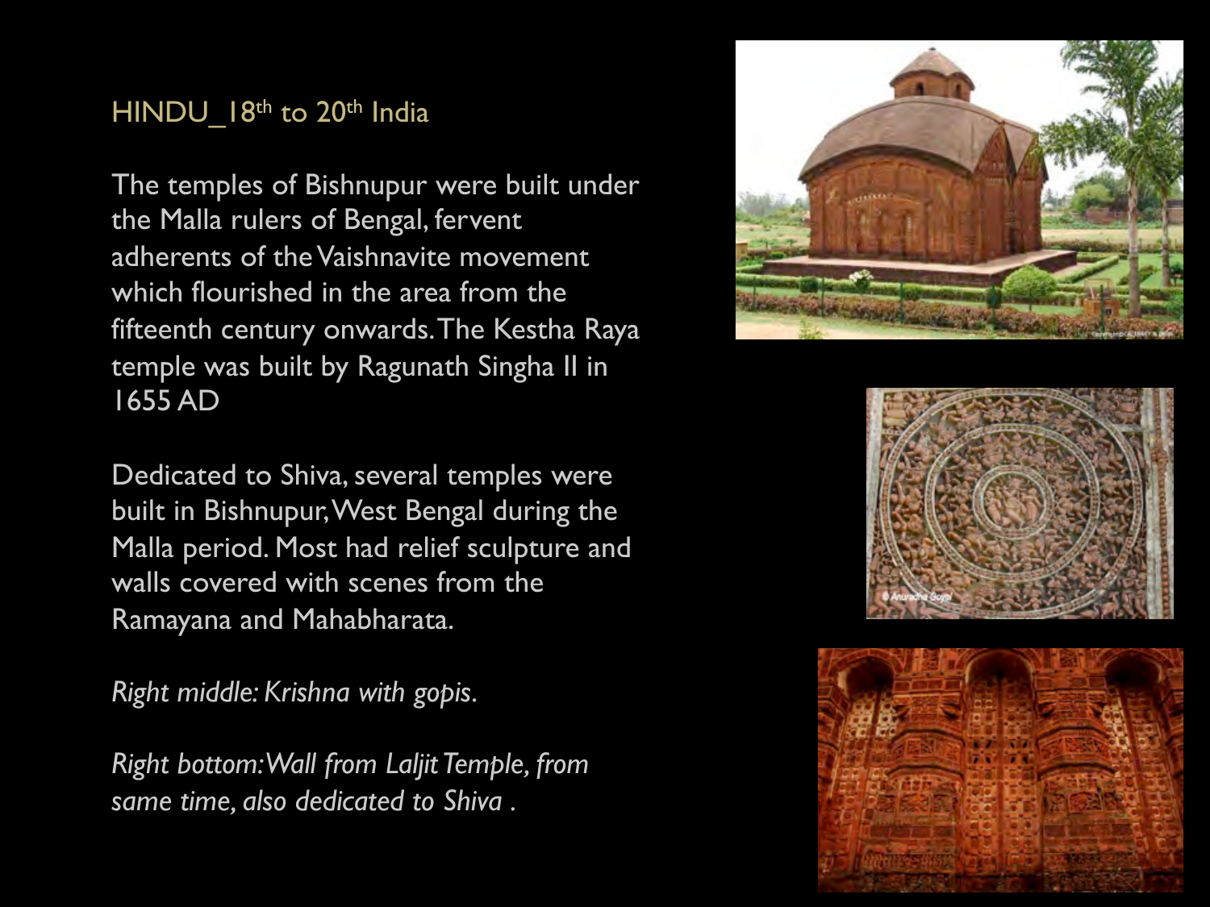## HINDU_18th to 20th India

The temples of Bishnupur were built under the Malla rulers of Bengal, fervent adherents of the Vaishnavite movement which flourished in the area from the fifteenth century onwards. The Kestha Raya temple was built by Ragunath Singha II in 1655 AD

Dedicated to Shiva, several temples were built in Bishnupur, West Bengal during the Malla period. Most had relief sculpture and walls covered with scenes from the Ramayana and Mahabharata.

*Right middle: Krishna with gopis.*

*Right bottom: Wall from Laljit Temple, from same time, also dedicated to Shiva .*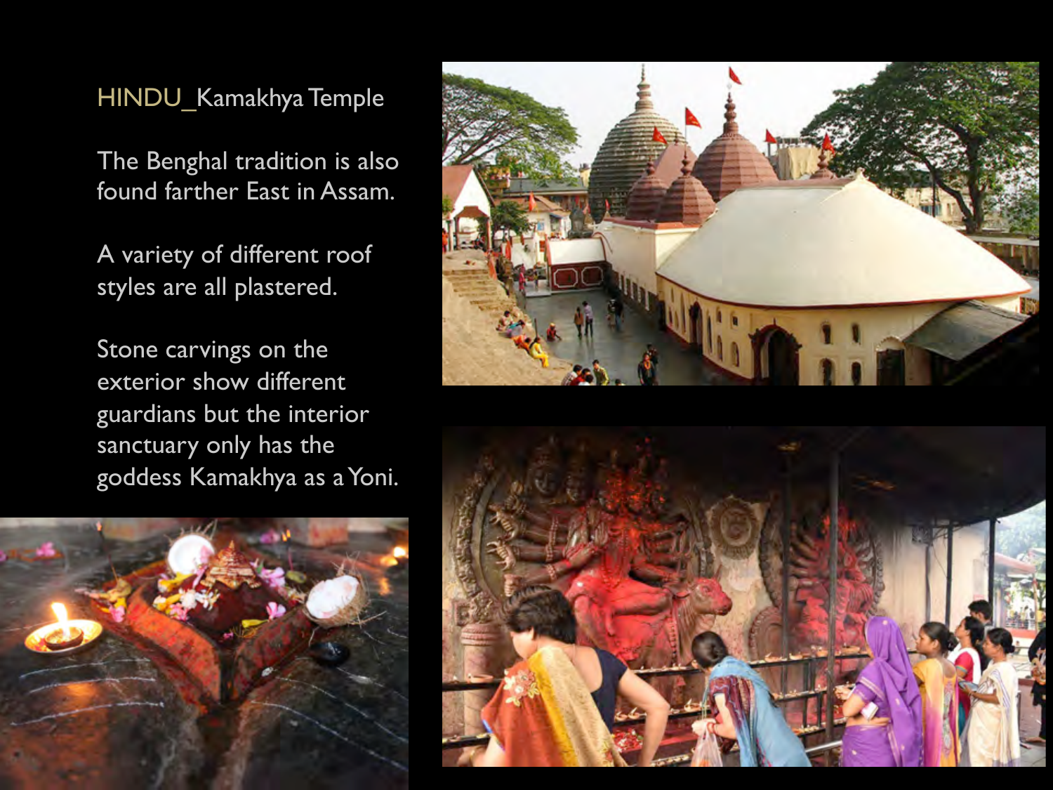# HINDU_Kamakhya Temple

The Benghal tradition is also found farther East in Assam.

A variety of different roof styles are all plastered.

Stone carvings on the exterior show different guardians but the interior sanctuary only has the goddess Kamakhya as a Yoni.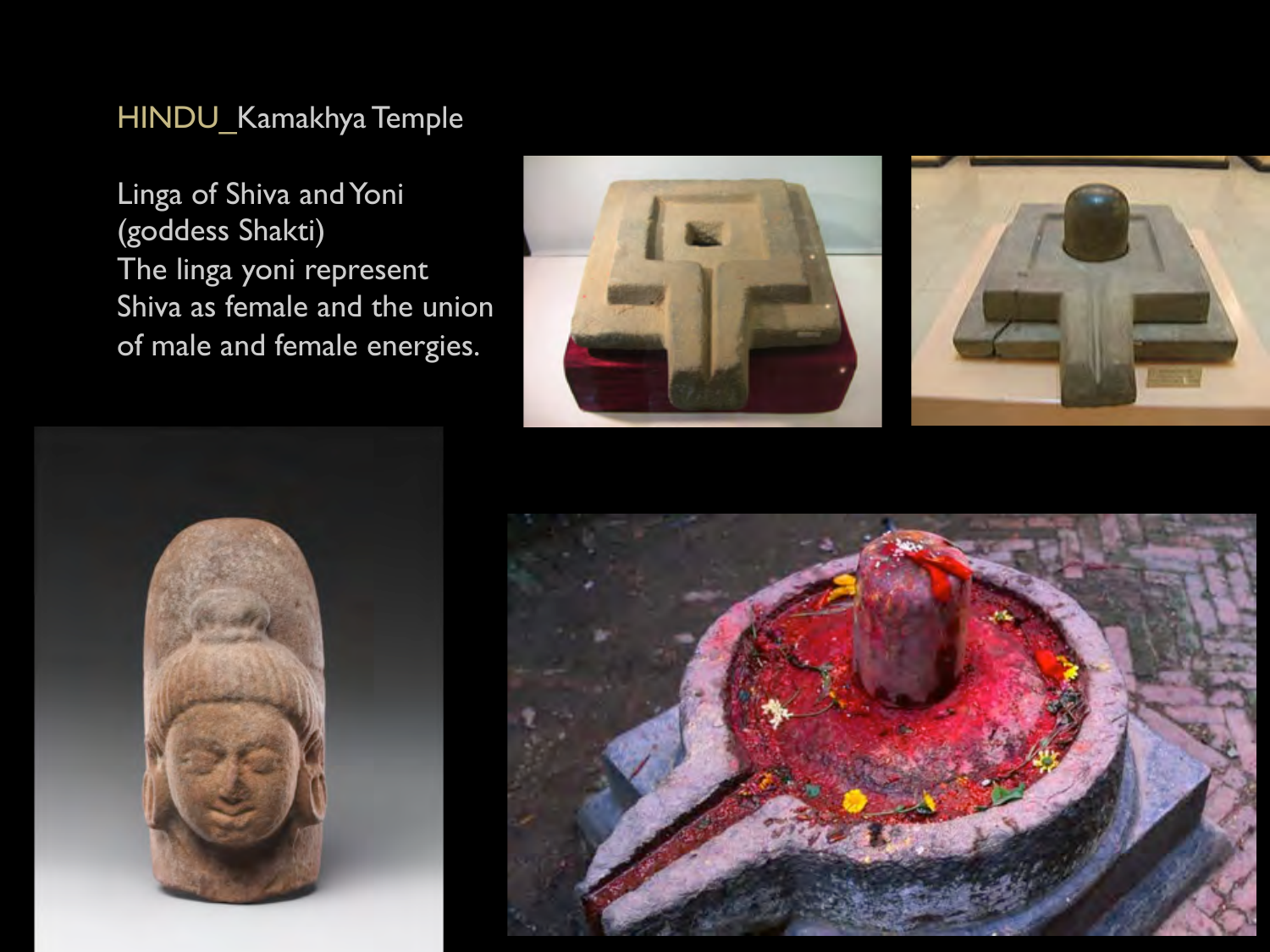# HINDU_Kamakhya Temple

Linga of Shiva and Yoni (goddess Shakti)
The linga yoni represent Shiva as female and the union of male and female energies.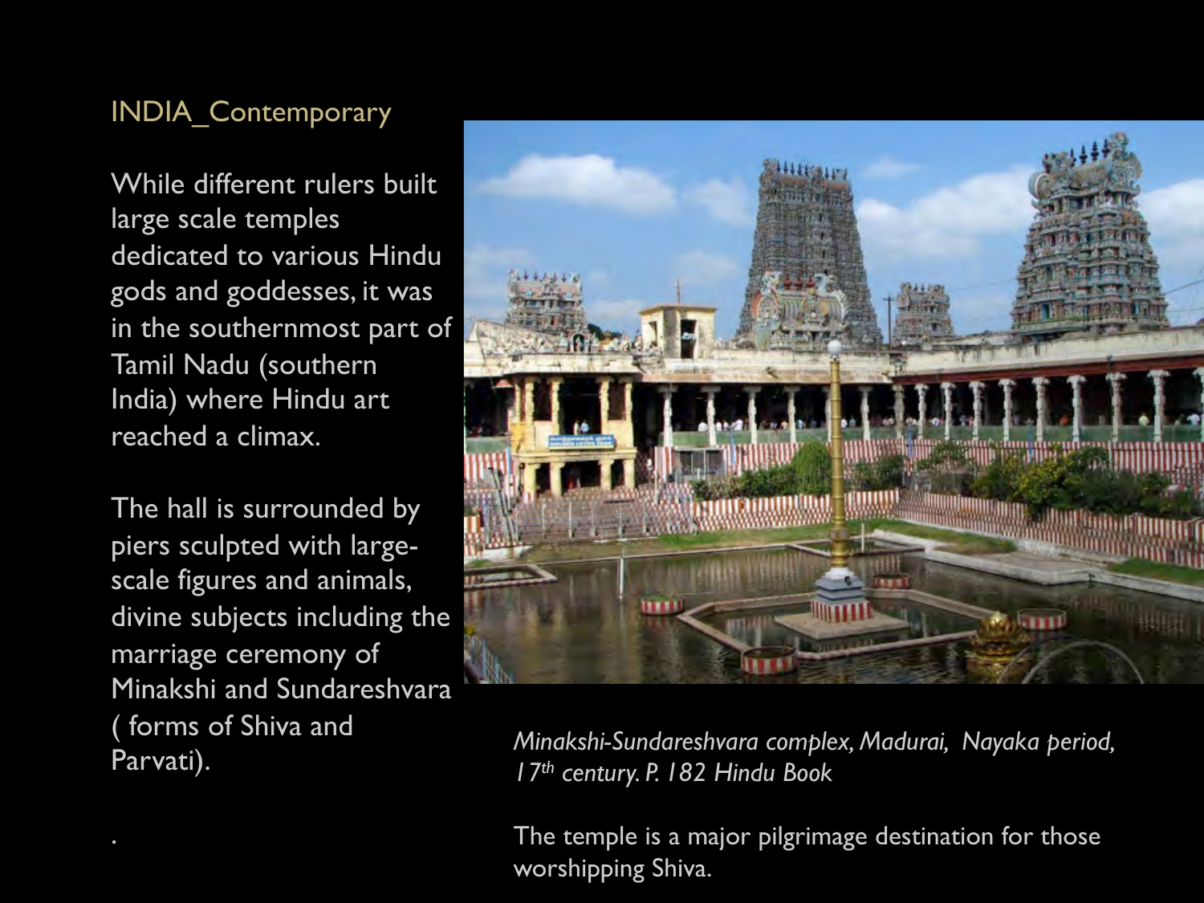## INDIA_Contemporary

While different rulers built large scale temples dedicated to various Hindu gods and goddesses, it was in the southernmost part of Tamil Nadu (southern India) where Hindu art reached a climax.

The hall is surrounded by piers sculpted with large-scale figures and animals, divine subjects including the marriage ceremony of Minakshi and Sundareshvara ( forms of Shiva and Parvati).

.

*Minakshi-Sundareshvara complex, Madurai, Nayaka period, 17th century. P. 182 Hindu Book*

The temple is a major pilgrimage destination for those worshipping Shiva.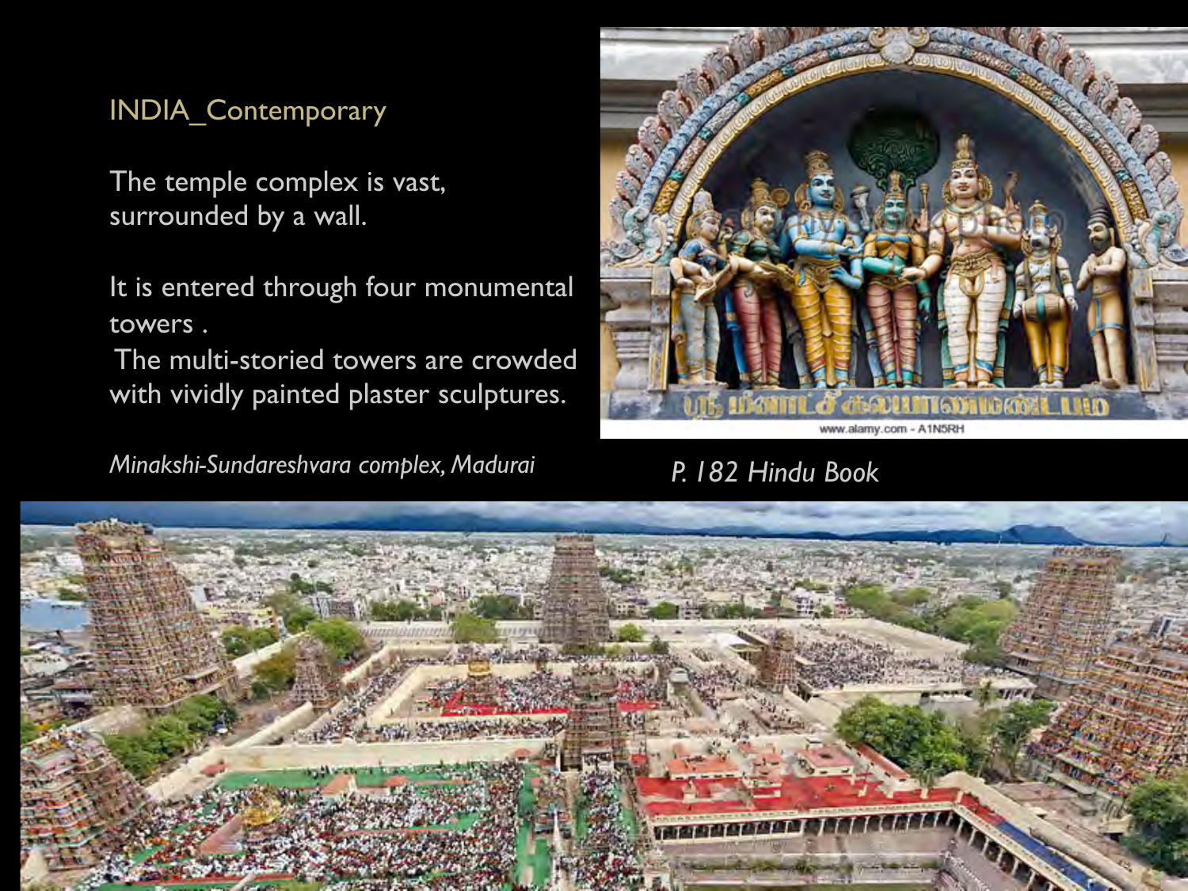## INDIA_Contemporary

The temple complex is vast, surrounded by a wall.

It is entered through four monumental towers .
The multi-storied towers are crowded with vividly painted plaster sculptures.

*Minakshi-Sundareshvara complex, Madurai*

*P. 182 Hindu Book*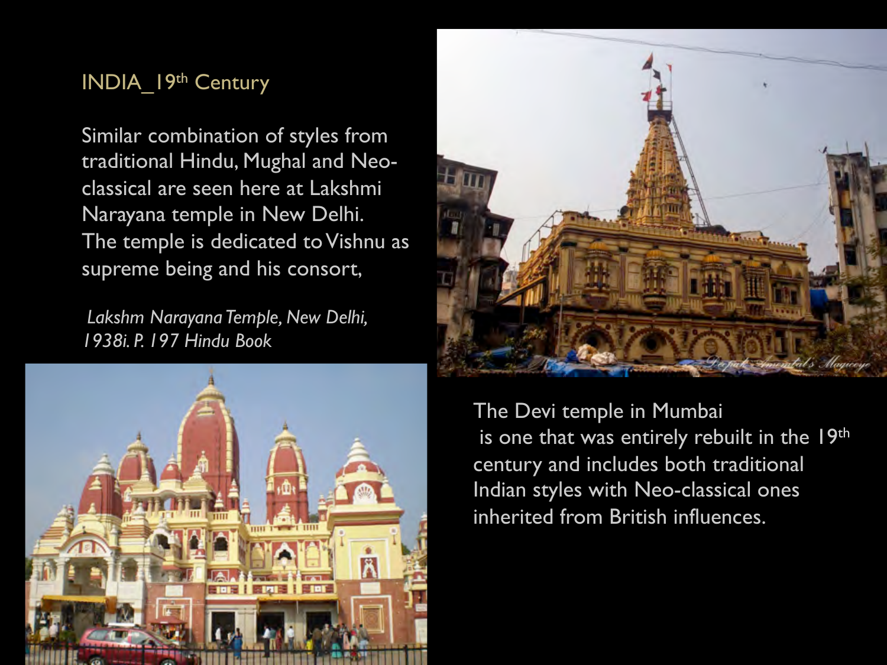## INDIA_19th Century

Similar combination of styles from traditional Hindu, Mughal and Neo-classical are seen here at Lakshmi Narayana temple in New Delhi. The temple is dedicated to Vishnu as supreme being and his consort,

*Lakshm Narayana Temple, New Delhi, 1938i. P. 197 Hindu Book*

The Devi temple in Mumbai is one that was entirely rebuilt in the 19th century and includes both traditional Indian styles with Neo-classical ones inherited from British influences.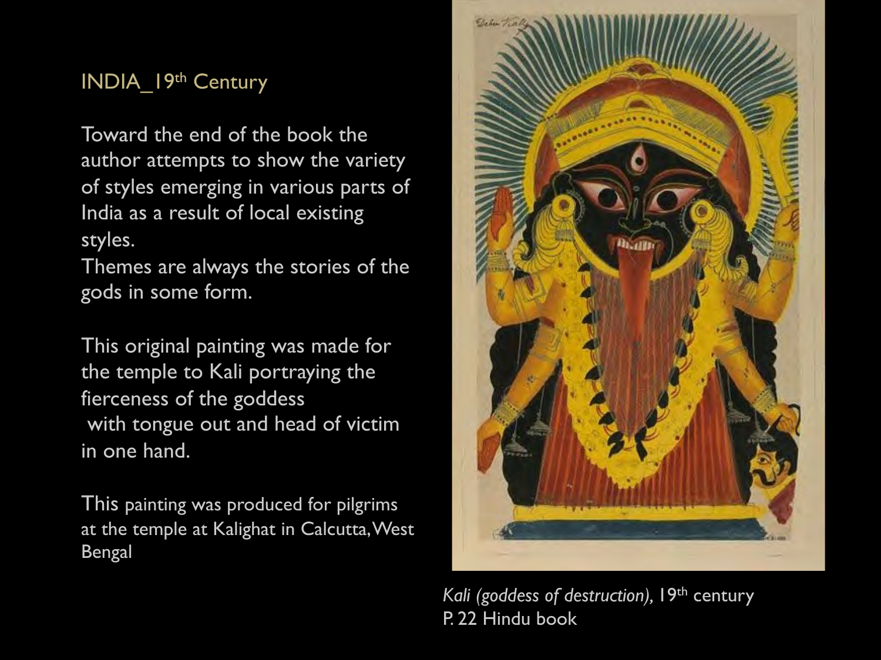## INDIA_19th Century

Toward the end of the book the author attempts to show the variety of styles emerging in various parts of India as a result of local existing styles.
Themes are always the stories of the gods in some form.

This original painting was made for the temple to Kali portraying the fierceness of the goddess with tongue out and head of victim in one hand.

This painting was produced for pilgrims at the temple at Kalighat in Calcutta, West Bengal

*Kali (goddess of destruction)*, 19th century
P. 22 Hindu book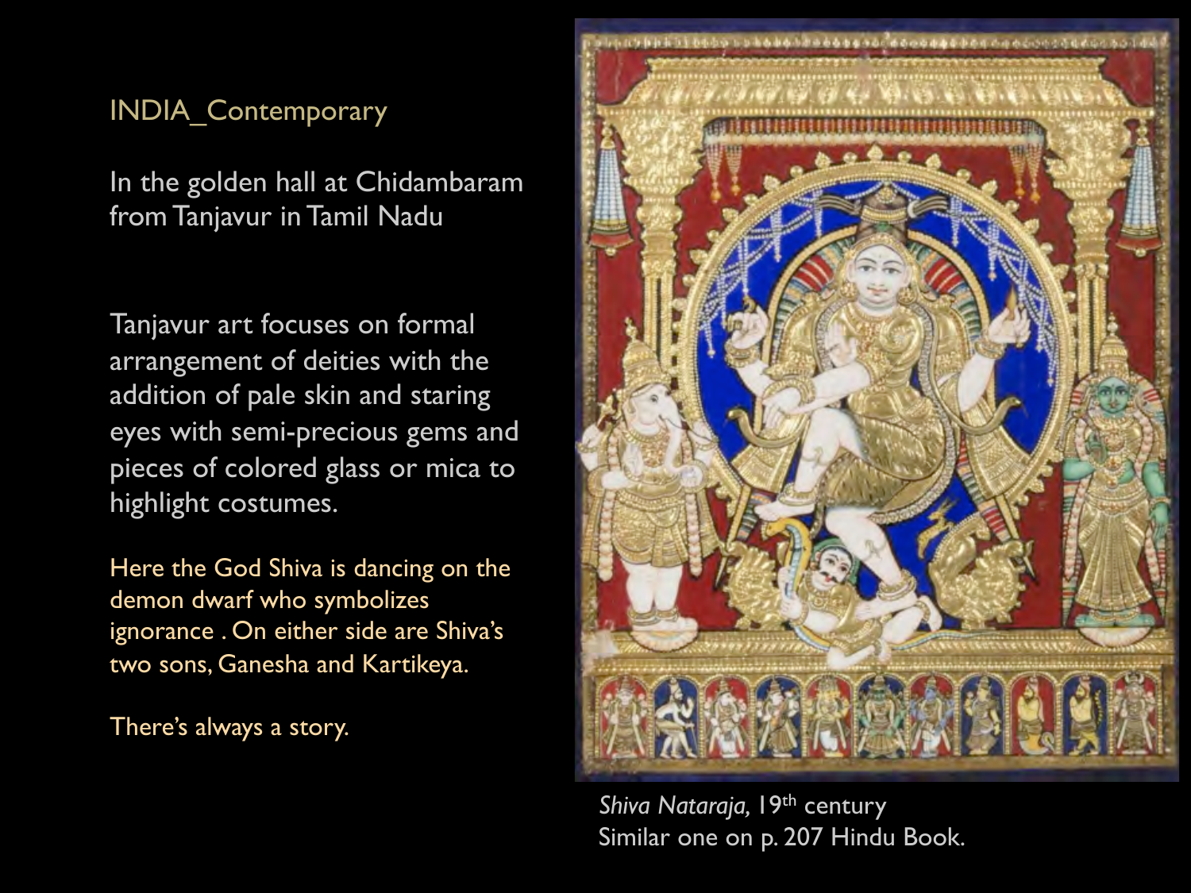INDIA_Contemporary

In the golden hall at Chidambaram from Tanjavur in Tamil Nadu

Tanjavur art focuses on formal arrangement of deities with the addition of pale skin and staring eyes with semi-precious gems and pieces of colored glass or mica to highlight costumes.

Here the God Shiva is dancing on the demon dwarf who symbolizes ignorance . On either side are Shiva's two sons, Ganesha and Kartikeya.

There's always a story.

*Shiva Nataraja,* 19th century
Similar one on p. 207 Hindu Book.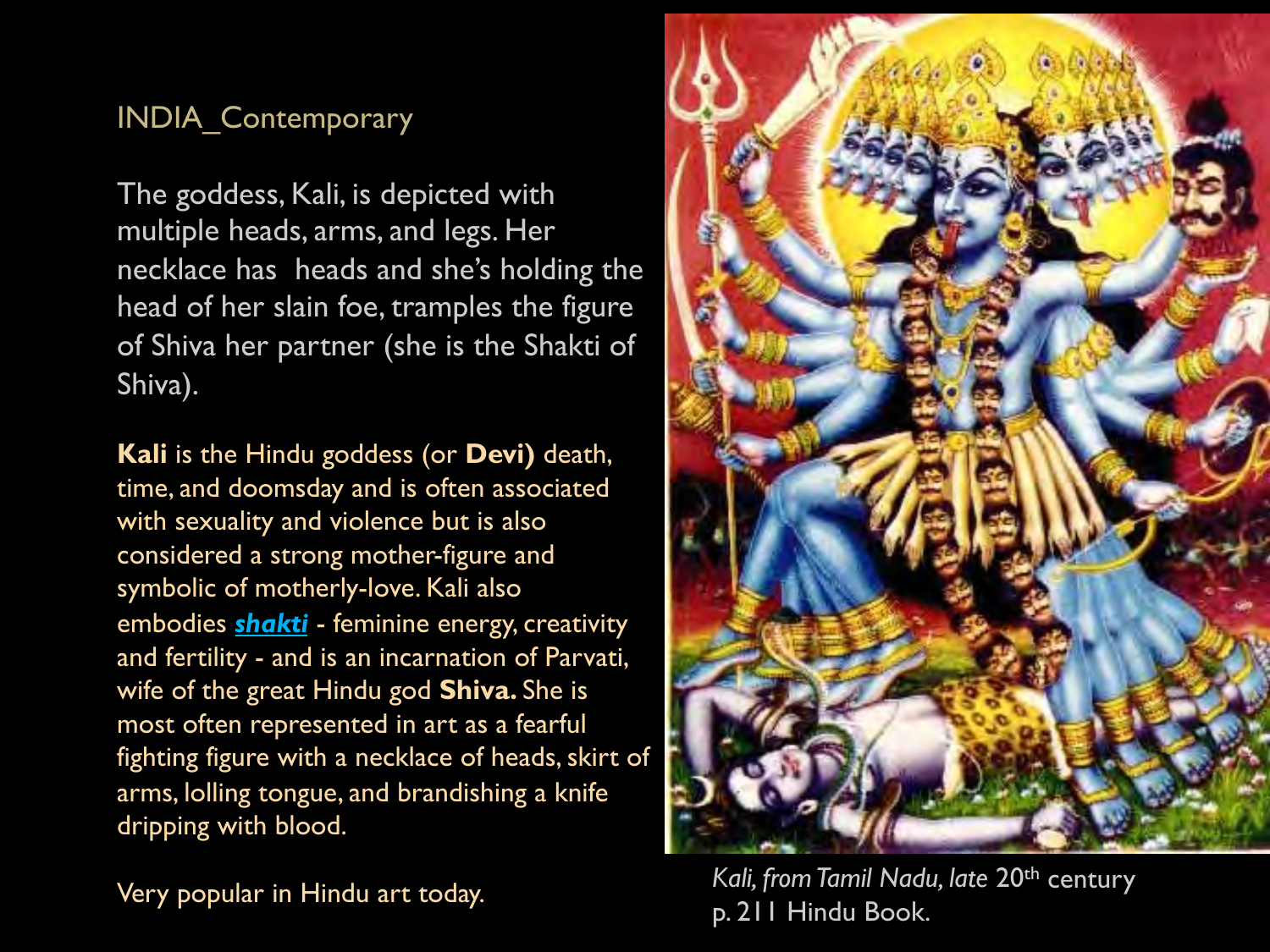INDIA_Contemporary

The goddess, Kali, is depicted with multiple heads, arms, and legs. Her necklace has heads and she's holding the head of her slain foe, tramples the figure of Shiva her partner (she is the Shakti of Shiva).

**Kali** is the Hindu goddess (or **Devi)** death, time, and doomsday and is often associated with sexuality and violence but is also considered a strong mother-figure and symbolic of motherly-love. Kali also embodies ***shakti*** - feminine energy, creativity and fertility - and is an incarnation of Parvati, wife of the great Hindu god **Shiva.** She is most often represented in art as a fearful fighting figure with a necklace of heads, skirt of arms, lolling tongue, and brandishing a knife dripping with blood.

Very popular in Hindu art today.

*Kali, from Tamil Nadu, late* 20th century
p. 211 Hindu Book.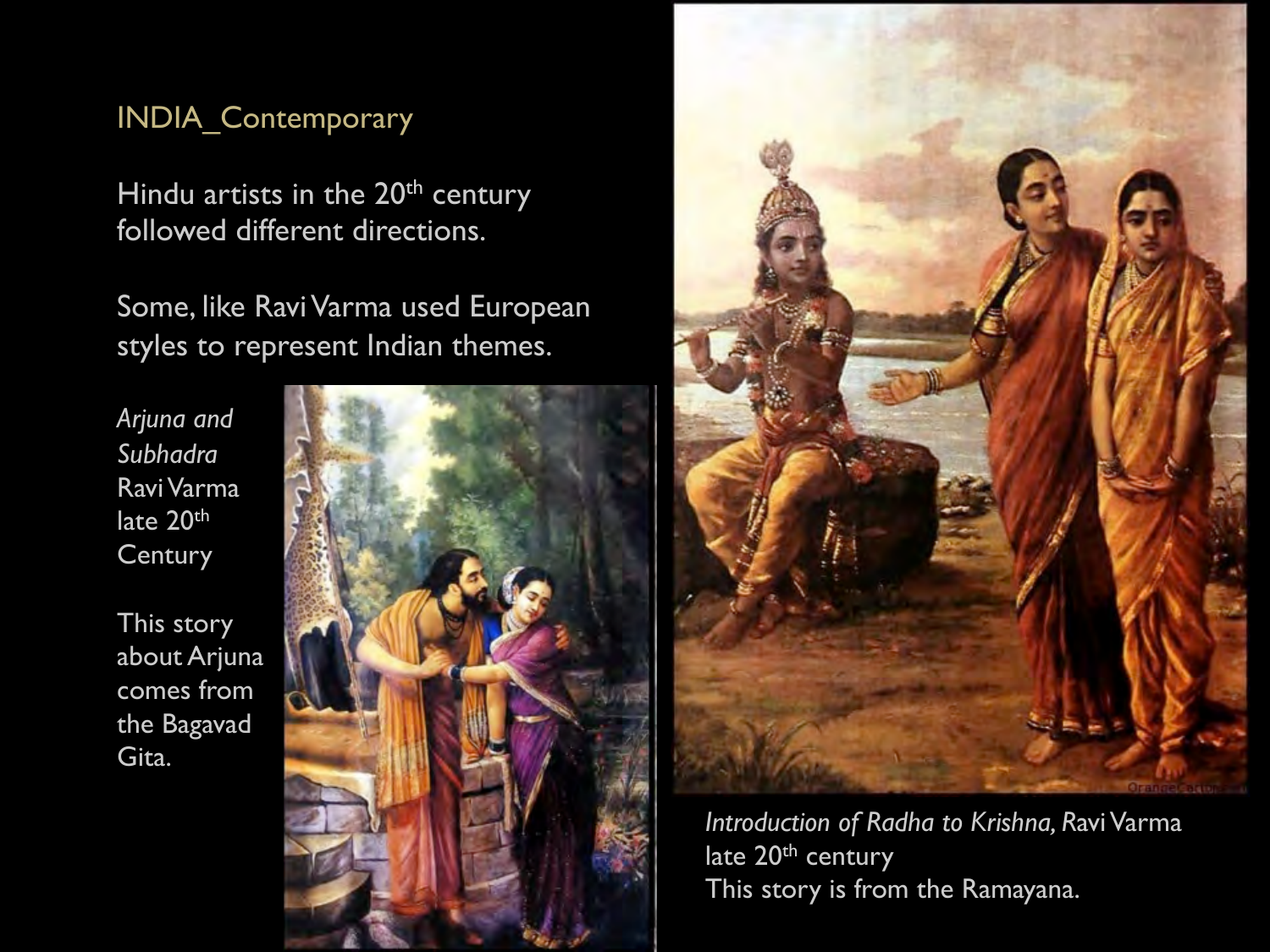# INDIA_Contemporary

Hindu artists in the 20th century followed different directions.

Some, like Ravi Varma used European styles to represent Indian themes.

*Arjuna and Subhadra*
Ravi Varma
late 20th Century

This story about Arjuna comes from the Bagavad Gita.

*Introduction of Radha to Krishna,* Ravi Varma
late 20th century
This story is from the Ramayana.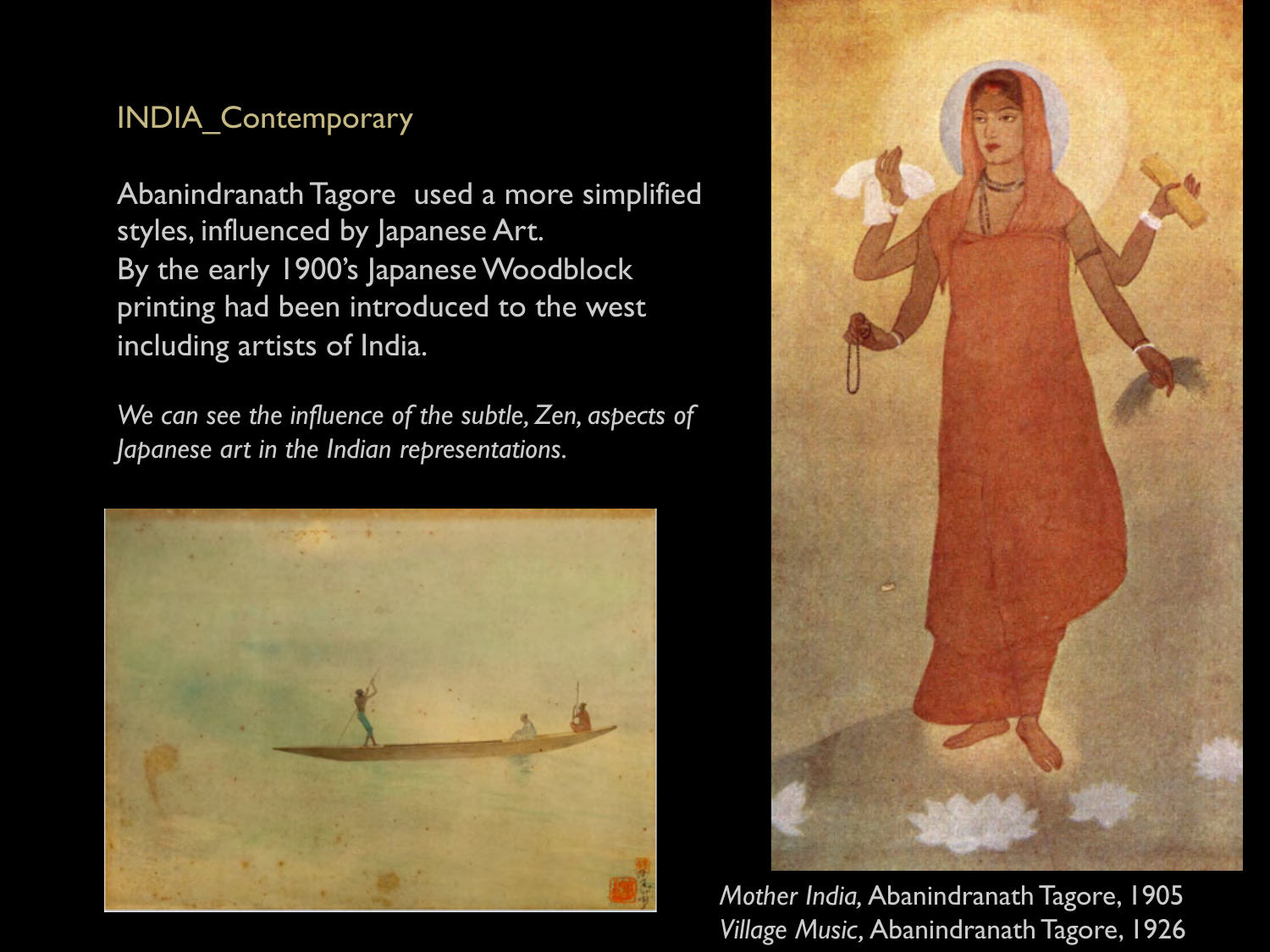## INDIA_Contemporary

Abanindranath Tagore used a more simplified styles, influenced by Japanese Art.
By the early 1900's Japanese Woodblock printing had been introduced to the west including artists of India.

*We can see the influence of the subtle, Zen, aspects of Japanese art in the Indian representations.*

*Mother India,* Abanindranath Tagore, 1905
*Village Music,* Abanindranath Tagore, 1926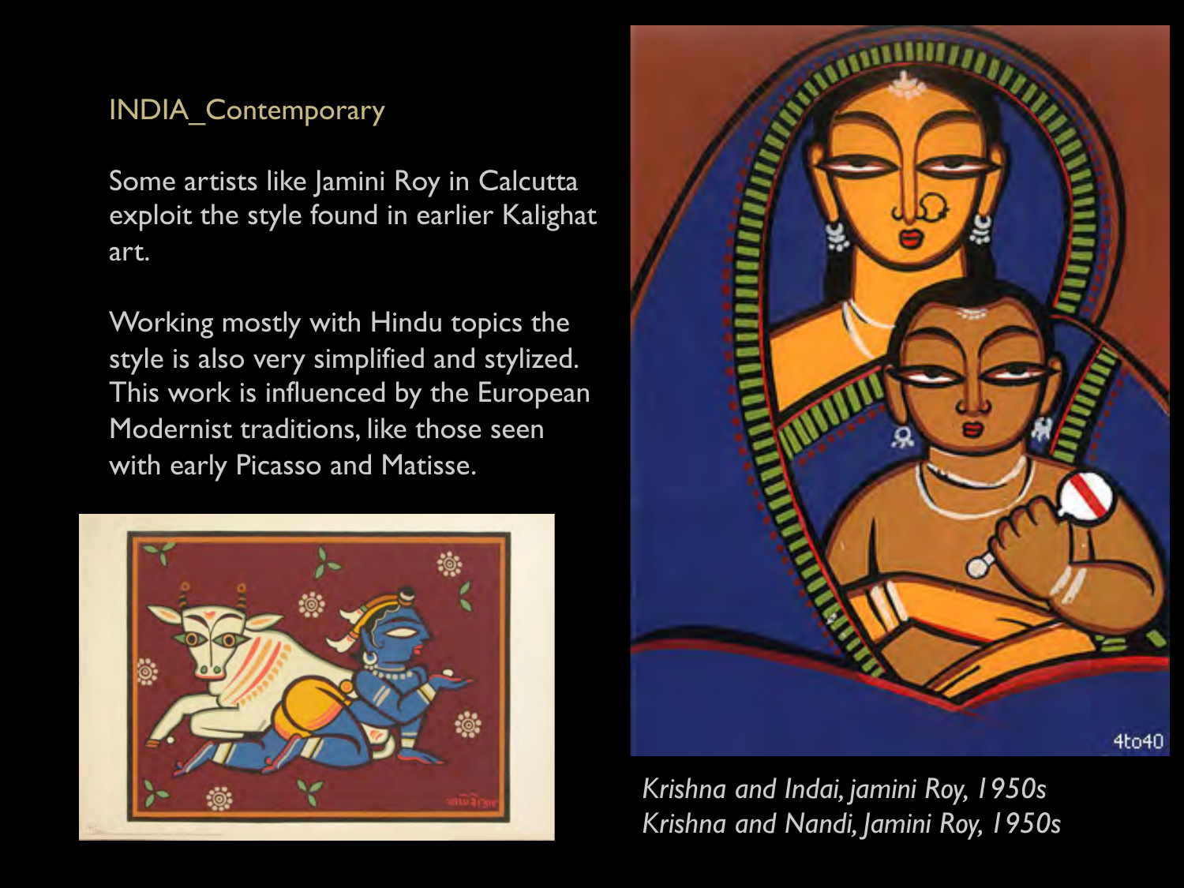INDIA_Contemporary

Some artists like Jamini Roy in Calcutta exploit the style found in earlier Kalighat art.

Working mostly with Hindu topics the style is also very simplified and stylized. This work is influenced by the European Modernist traditions, like those seen with early Picasso and Matisse.

*Krishna and Indai, jamini Roy, 1950s*
*Krishna and Nandi, Jamini Roy, 1950s*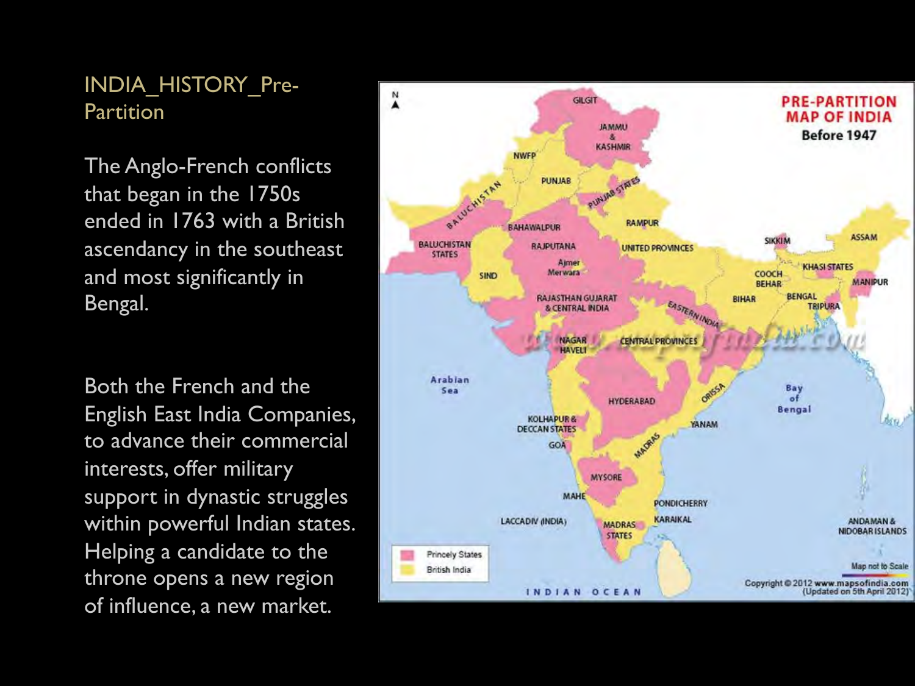INDIA_HISTORY_Pre-Partition

The Anglo-French conflicts that began in the 1750s ended in 1763 with a British ascendancy in the southeast and most significantly in Bengal.

Both the French and the English East India Companies, to advance their commercial interests, offer military support in dynastic struggles within powerful Indian states. Helping a candidate to the throne opens a new region of influence, a new market.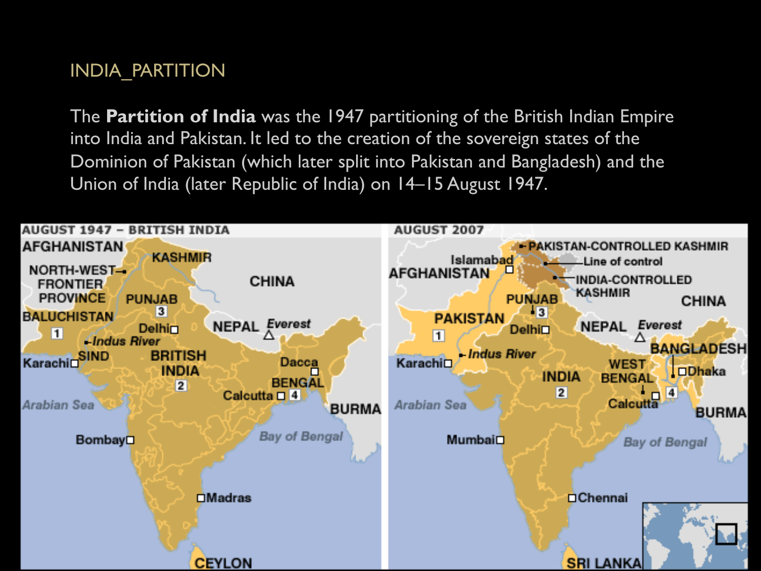INDIA_PARTITION

The **Partition of India** was the 1947 partitioning of the British Indian Empire into India and Pakistan. It led to the creation of the sovereign states of the Dominion of Pakistan (which later split into Pakistan and Bangladesh) and the Union of India (later Republic of India) on 14–15 August 1947.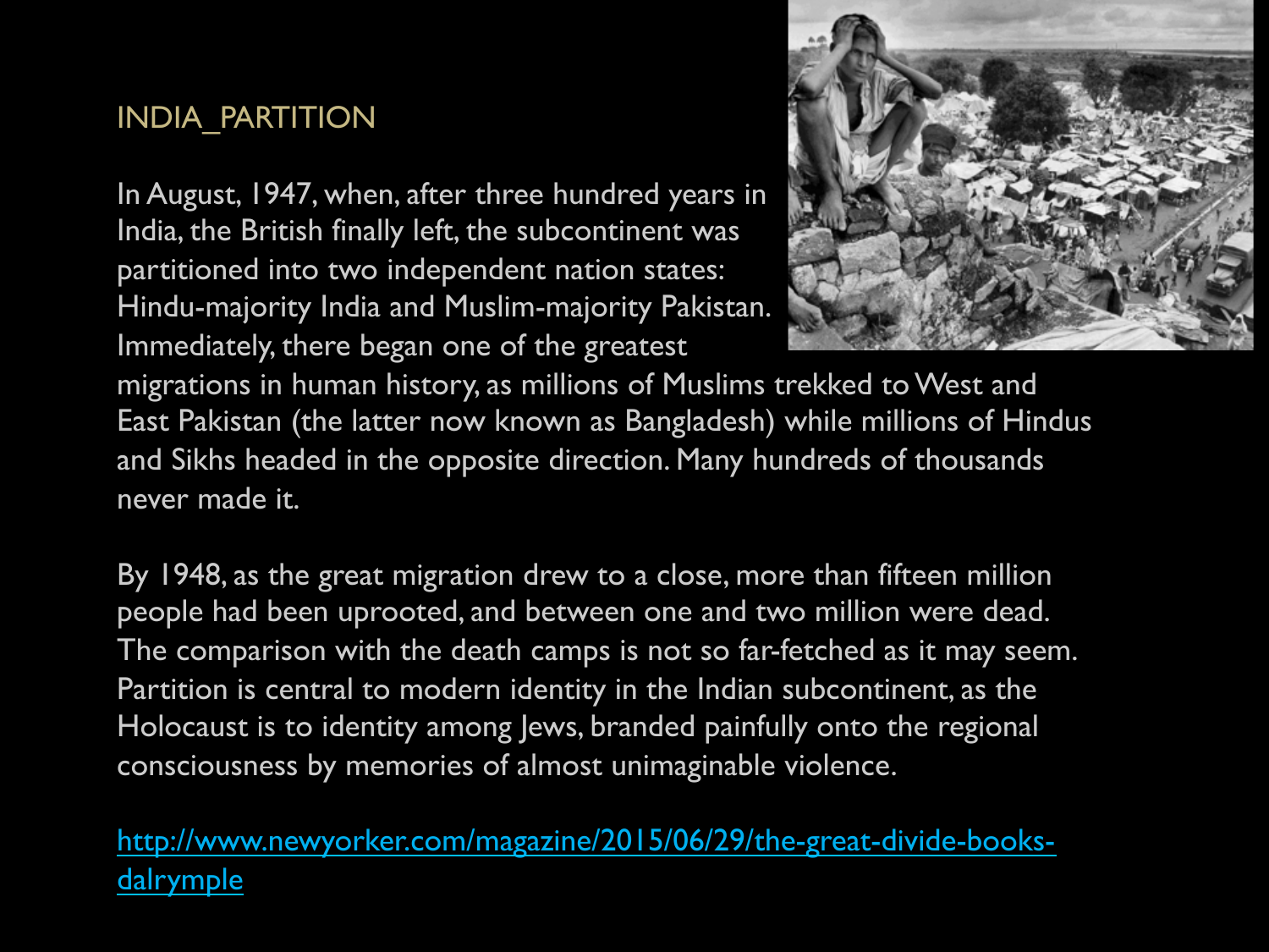# INDIA_PARTITION

In August, 1947, when, after three hundred years in India, the British finally left, the subcontinent was partitioned into two independent nation states: Hindu-majority India and Muslim-majority Pakistan. Immediately, there began one of the greatest migrations in human history, as millions of Muslims trekked to West and East Pakistan (the latter now known as Bangladesh) while millions of Hindus and Sikhs headed in the opposite direction. Many hundreds of thousands never made it.

By 1948, as the great migration drew to a close, more than fifteen million people had been uprooted, and between one and two million were dead. The comparison with the death camps is not so far-fetched as it may seem. Partition is central to modern identity in the Indian subcontinent, as the Holocaust is to identity among Jews, branded painfully onto the regional consciousness by memories of almost unimaginable violence.

http://www.newyorker.com/magazine/2015/06/29/the-great-divide-books-dalrymple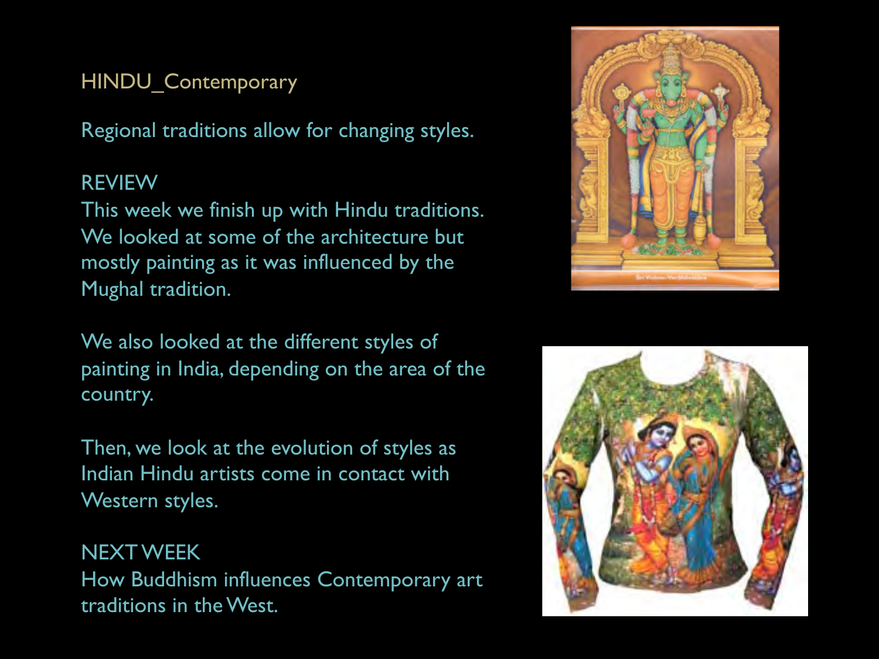HINDU_Contemporary

Regional traditions allow for changing styles.

REVIEW

This week we finish up with Hindu traditions. We looked at some of the architecture but mostly painting as it was influenced by the Mughal tradition.

We also looked at the different styles of painting in India, depending on the area of the country.

Then, we look at the evolution of styles as Indian Hindu artists come in contact with Western styles.

NEXT WEEK

How Buddhism influences Contemporary art traditions in the West.